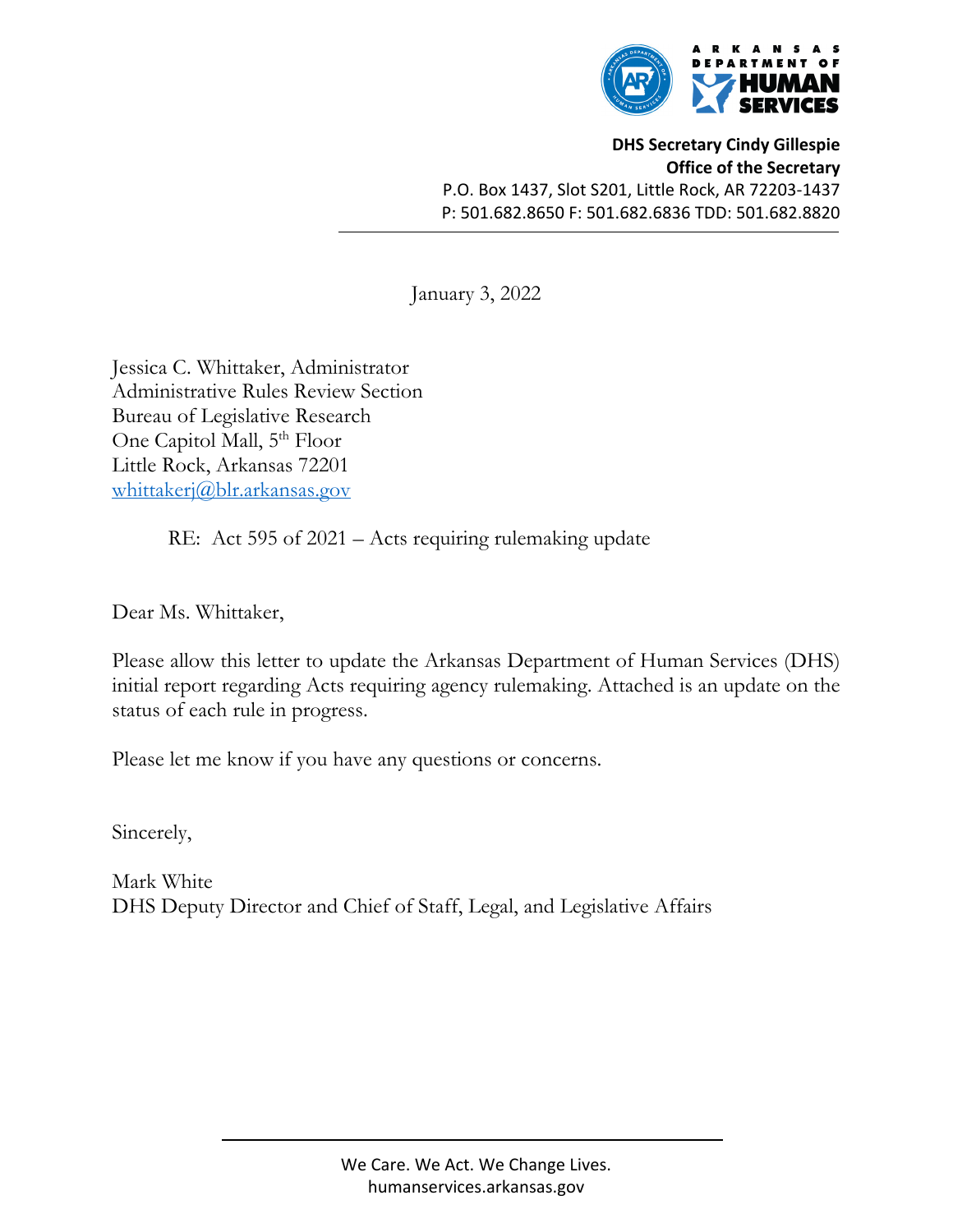**ARKANSAS DEPARTMENT OF HUMAN SERVICES**

**DHS Secretary Cindy Gillespie**
**Office of the Secretary**
P.O. Box 1437, Slot S201, Little Rock, AR 72203-1437
P: 501.682.8650 F: 501.682.6836 TDD: 501.682.8820

---

January 3, 2022

Jessica C. Whittaker, Administrator
Administrative Rules Review Section
Bureau of Legislative Research
One Capitol Mall, 5th Floor
Little Rock, Arkansas 72201
whittakerj@blr.arkansas.gov

RE: Act 595 of 2021 – Acts requiring rulemaking update

Dear Ms. Whittaker,

Please allow this letter to update the Arkansas Department of Human Services (DHS) initial report regarding Acts requiring agency rulemaking. Attached is an update on the status of each rule in progress.

Please let me know if you have any questions or concerns.

Sincerely,

Mark White
DHS Deputy Director and Chief of Staff, Legal, and Legislative Affairs

---

We Care. We Act. We Change Lives.
humanservices.arkansas.gov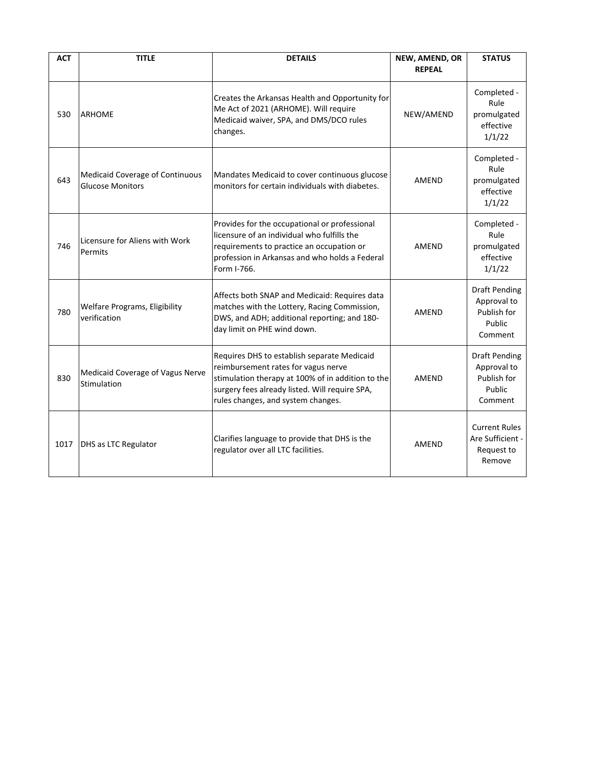| ACT | TITLE | DETAILS | NEW, AMEND, OR REPEAL | STATUS |
|---|---|---|---|---|
| 530 | ARHOME | Creates the Arkansas Health and Opportunity for Me Act of 2021 (ARHOME). Will require Medicaid waiver, SPA, and DMS/DCO rules changes. | NEW/AMEND | Completed - Rule promulgated effective 1/1/22 |
| 643 | Medicaid Coverage of Continuous Glucose Monitors | Mandates Medicaid to cover continuous glucose monitors for certain individuals with diabetes. | AMEND | Completed - Rule promulgated effective 1/1/22 |
| 746 | Licensure for Aliens with Work Permits | Provides for the occupational or professional licensure of an individual who fulfills the requirements to practice an occupation or profession in Arkansas and who holds a Federal Form I-766. | AMEND | Completed - Rule promulgated effective 1/1/22 |
| 780 | Welfare Programs, Eligibility verification | Affects both SNAP and Medicaid: Requires data matches with the Lottery, Racing Commission, DWS, and ADH; additional reporting; and 180-day limit on PHE wind down. | AMEND | Draft Pending Approval to Publish for Public Comment |
| 830 | Medicaid Coverage of Vagus Nerve Stimulation | Requires DHS to establish separate Medicaid reimbursement rates for vagus nerve stimulation therapy at 100% of in addition to the surgery fees already listed. Will require SPA, rules changes, and system changes. | AMEND | Draft Pending Approval to Publish for Public Comment |
| 1017 | DHS as LTC Regulator | Clarifies language to provide that DHS is the regulator over all LTC facilities. | AMEND | Current Rules Are Sufficient - Request to Remove |